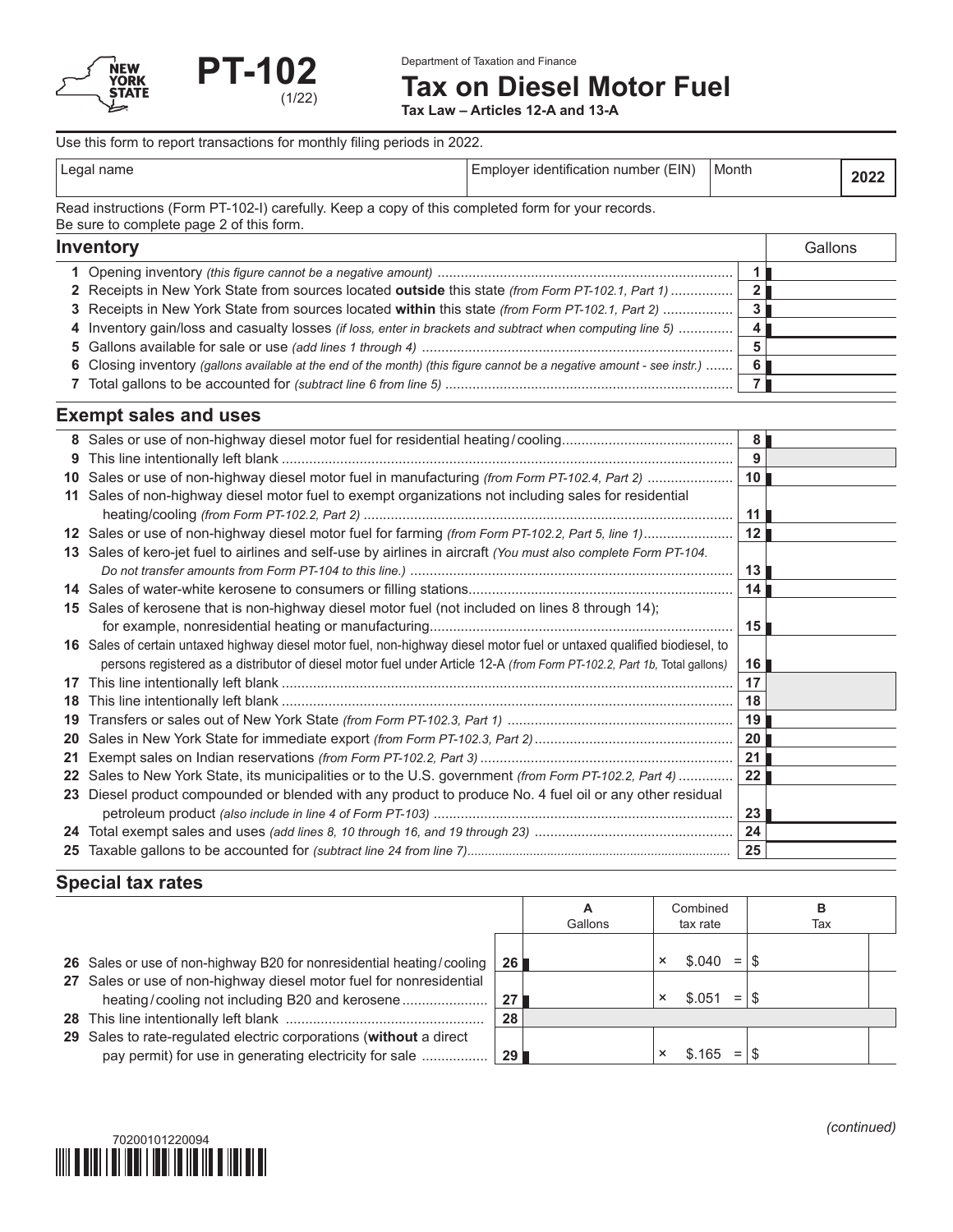NEW YORK STATE

# PT-102

(1/22)

Department of Taxation and Finance

# Tax on Diesel Motor Fuel

**Tax Law – Articles 12-A and 13-A**

Use this form to report transactions for monthly filing periods in 2022.

| Legal name | Employer identification number (EIN) | Month | 2022 |
|---|---|---|---|
| | | | |

Read instructions (Form PT-102-I) carefully. Keep a copy of this completed form for your records.
Be sure to complete page 2 of this form.

## Inventory

| | | | Gallons |
|---|---|---|---|
| 1 | Opening inventory *(this figure cannot be a negative amount)* | 1 | |
| 2 | Receipts in New York State from sources located **outside** this state *(from Form PT-102.1, Part 1)* | 2 | |
| 3 | Receipts in New York State from sources located **within** this state *(from Form PT-102.1, Part 2)* | 3 | |
| 4 | Inventory gain/loss and casualty losses *(if loss, enter in brackets and subtract when computing line 5)* | 4 | |
| 5 | Gallons available for sale or use *(add lines 1 through 4)* | 5 | |
| 6 | Closing inventory *(gallons available at the end of the month) (this figure cannot be a negative amount - see instr.)* | 6 | |
| 7 | Total gallons to be accounted for *(subtract line 6 from line 5)* | 7 | |

## Exempt sales and uses

| | | | |
|---|---|---|---|
| 8 | Sales or use of non-highway diesel motor fuel for residential heating/cooling | 8 | |
| 9 | This line intentionally left blank | 9 | |
| 10 | Sales or use of non-highway diesel motor fuel in manufacturing *(from Form PT-102.4, Part 2)* | 10 | |
| 11 | Sales of non-highway diesel motor fuel to exempt organizations not including sales for residential heating/cooling *(from Form PT-102.2, Part 2)* | 11 | |
| 12 | Sales or use of non-highway diesel motor fuel for farming *(from Form PT-102.2, Part 5, line 1)* | 12 | |
| 13 | Sales of kero-jet fuel to airlines and self-use by airlines in aircraft *(You must also complete Form PT-104. Do not transfer amounts from Form PT-104 to this line.)* | 13 | |
| 14 | Sales of water-white kerosene to consumers or filling stations | 14 | |
| 15 | Sales of kerosene that is non-highway diesel motor fuel (not included on lines 8 through 14); for example, nonresidential heating or manufacturing | 15 | |
| 16 | Sales of certain untaxed highway diesel motor fuel, non-highway diesel motor fuel or untaxed qualified biodiesel, to persons registered as a distributor of diesel motor fuel under Article 12-A *(from Form PT-102.2, Part 1b,* Total gallons*)* | 16 | |
| 17 | This line intentionally left blank | 17 | |
| 18 | This line intentionally left blank | 18 | |
| 19 | Transfers or sales out of New York State *(from Form PT-102.3, Part 1)* | 19 | |
| 20 | Sales in New York State for immediate export *(from Form PT-102.3, Part 2)* | 20 | |
| 21 | Exempt sales on Indian reservations *(from Form PT-102.2, Part 3)* | 21 | |
| 22 | Sales to New York State, its municipalities or to the U.S. government *(from Form PT-102.2, Part 4)* | 22 | |
| 23 | Diesel product compounded or blended with any product to produce No. 4 fuel oil or any other residual petroleum product *(also include in line 4 of Form PT-103)* | 23 | |
| 24 | Total exempt sales and uses *(add lines 8, 10 through 16, and 19 through 23)* | 24 | |
| 25 | Taxable gallons to be accounted for *(subtract line 24 from line 7)* | 25 | |

## Special tax rates

| | | | A Gallons | | Combined tax rate | | B Tax |
|---|---|---|---|---|---|---|---|
| 26 | Sales or use of non-highway B20 for nonresidential heating/cooling | 26 | | × | $.040 | = | $ |
| 27 | Sales or use of non-highway diesel motor fuel for nonresidential heating/cooling not including B20 and kerosene | 27 | | × | $.051 | = | $ |
| 28 | This line intentionally left blank | 28 | | | | | |
| 29 | Sales to rate-regulated electric corporations (**without** a direct pay permit) for use in generating electricity for sale | 29 | | × | $.165 | = | $ |

*(continued)*

70200101220094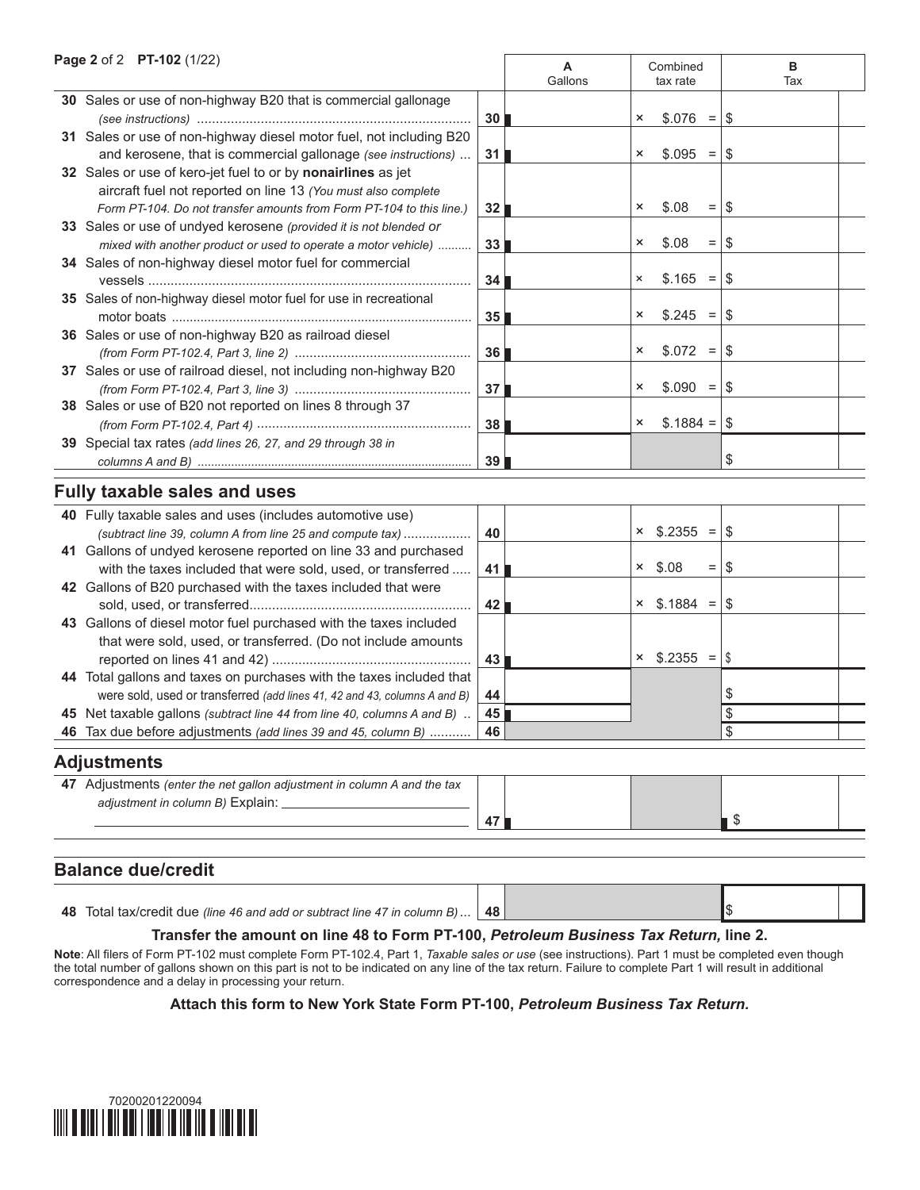| | | A Gallons | Combined tax rate | B Tax |
|---|---|---|---|---|
| 30 Sales or use of non-highway B20 that is commercial gallonage *(see instructions)* | 30 | | × $.076 = | $ |
| 31 Sales or use of non-highway diesel motor fuel, not including B20 and kerosene, that is commercial gallonage *(see instructions)* | 31 | | × $.095 = | $ |
| 32 Sales or use of kero-jet fuel to or by **nonairlines** as jet aircraft fuel not reported on line 13 *(You must also complete Form PT-104. Do not transfer amounts from Form PT-104 to this line.)* | 32 | | × $.08 = | $ |
| 33 Sales or use of undyed kerosene *(provided it is not blended or mixed with another product or used to operate a motor vehicle)* | 33 | | × $.08 = | $ |
| 34 Sales of non-highway diesel motor fuel for commercial vessels | 34 | | × $.165 = | $ |
| 35 Sales of non-highway diesel motor fuel for use in recreational motor boats | 35 | | × $.245 = | $ |
| 36 Sales or use of non-highway B20 as railroad diesel *(from Form PT-102.4, Part 3, line 2)* | 36 | | × $.072 = | $ |
| 37 Sales or use of railroad diesel, not including non-highway B20 *(from Form PT-102.4, Part 3, line 3)* | 37 | | × $.090 = | $ |
| 38 Sales or use of B20 not reported on lines 8 through 37 *(from Form PT-102.4, Part 4)* | 38 | | × $.1884 = | $ |
| 39 Special tax rates *(add lines 26, 27, and 29 through 38 in columns A and B)* | 39 | | | $ |

## Fully taxable sales and uses

| | | A Gallons | Combined tax rate | B Tax |
|---|---|---|---|---|
| 40 Fully taxable sales and uses (includes automotive use) *(subtract line 39, column A from line 25 and compute tax)* | 40 | | × $.2355 = | $ |
| 41 Gallons of undyed kerosene reported on line 33 and purchased with the taxes included that were sold, used, or transferred | 41 | | × $.08 = | $ |
| 42 Gallons of B20 purchased with the taxes included that were sold, used, or transferred | 42 | | × $.1884 = | $ |
| 43 Gallons of diesel motor fuel purchased with the taxes included that were sold, used, or transferred. (Do not include amounts reported on lines 41 and 42) | 43 | | × $.2355 = | $ |
| 44 Total gallons and taxes on purchases with the taxes included that were sold, used or transferred *(add lines 41, 42 and 43, columns A and B)* | 44 | | | $ |
| 45 Net taxable gallons *(subtract line 44 from line 40, columns A and B)* | 45 | | | $ |
| 46 Tax due before adjustments *(add lines 39 and 45, column B)* | 46 | | | $ |

## Adjustments

| | | A Gallons | | B Tax |
|---|---|---|---|---|
| 47 Adjustments *(enter the net gallon adjustment in column A and the tax adjustment in column B)* Explain: ______________________ | 47 | | | $ |

## Balance due/credit

| | | | |
|---|---|---|---|
| 48 Total tax/credit due *(line 46 and add or subtract line 47 in column B)* | 48 | | $ |

**Transfer the amount on line 48 to Form PT-100, *Petroleum Business Tax Return,* line 2.**

**Note**: All filers of Form PT-102 must complete Form PT-102.4, Part 1, *Taxable sales or use* (see instructions). Part 1 must be completed even though the total number of gallons shown on this part is not to be indicated on any line of the tax return. Failure to complete Part 1 will result in additional correspondence and a delay in processing your return.

**Attach this form to New York State Form PT-100, *Petroleum Business Tax Return.***

70200201220094